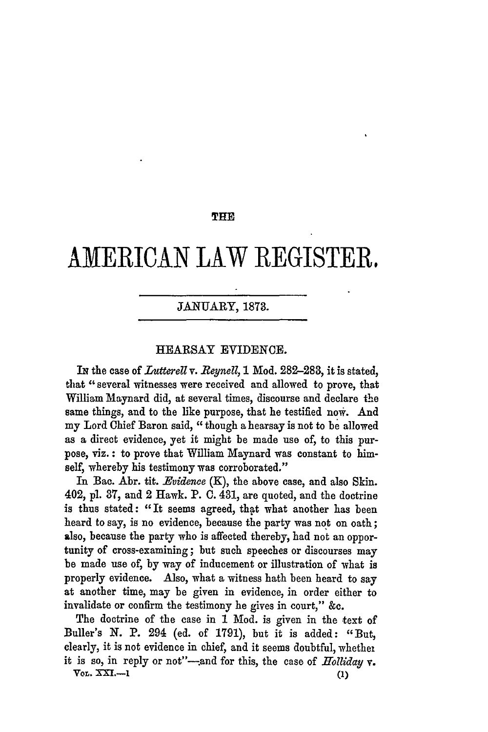# THE AMERICAN LAW REGISTER.

JANUARY, 1873.

## HEARSAY EVIDENCE.

IN the case of *Lutterell* v. *Reynell*, 1 Mod. 282–283, it is stated, that "several witnesses were received and allowed to prove, that William Maynard did, at several times, discourse and declare the same things, and to the like purpose, that he testified now. And my Lord Chief Baron said, "though a hearsay is not to be allowed as a direct evidence, yet it might be made use of, to this purpose, viz.: to prove that William Maynard was constant to himself, whereby his testimony was corroborated."

In Bac. Abr. tit. *Evidence* (K), the above case, and also Skin. 402, pl. 37, and 2 Hawk. P. C. 431, are quoted, and the doctrine is thus stated: "It seems agreed, that what another has been heard to say, is no evidence, because the party was not on oath; also, because the party who is affected thereby, had not an opportunity of cross-examining; but such speeches or discourses may be made use of, by way of inducement or illustration of what is properly evidence. Also, what a witness hath been heard to say at another time, may be given in evidence, in order either to invalidate or confirm the testimony he gives in court," &c.

The doctrine of the case in 1 Mod. is given in the text of Buller's N. P. 294 (ed. of 1791), but it is added: "But, clearly, it is not evidence in chief, and it seems doubtful, whether it is so, in reply or not"—and for this, the case of *Holliday* v.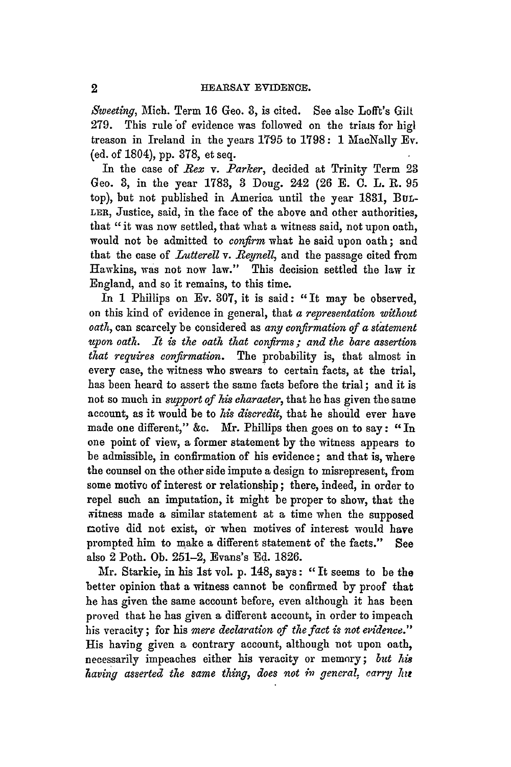*Sweeting*, Mich. Term 16 Geo. 3, is cited. See also Lofft's Gilt 279. This rule of evidence was followed on the trials for high treason in Ireland in the years 1795 to 1798: 1 MacNally Ev. (ed. of 1804), pp. 378, et seq.

In the case of *Rex* v. *Parker*, decided at Trinity Term 23 Geo. 3, in the year 1783, 3 Doug. 242 (26 E. C. L. R. 95 top), but not published in America until the year 1831, BULLER, Justice, said, in the face of the above and other authorities, that "it was now settled, that what a witness said, not upon oath, would not be admitted to *confirm* what he said upon oath; and that the case of *Lutterell* v. *Reynell*, and the passage cited from Hawkins, was not now law." This decision settled the law in England, and so it remains, to this time.

In 1 Phillips on Ev. 307, it is said: "It may be observed, on this kind of evidence in general, that *a representation without oath*, can scarcely be considered as *any confirmation of a statement upon oath. It is the oath that confirms; and the bare assertion that requires confirmation.* The probability is, that almost in every case, the witness who swears to certain facts, at the trial, has been heard to assert the same facts before the trial; and it is not so much in *support of his character*, that he has given the same account, as it would be to *his discredit*, that he should ever have made one different," &c. Mr. Phillips then goes on to say: "In one point of view, a former statement by the witness appears to be admissible, in confirmation of his evidence; and that is, where the counsel on the other side impute a design to misrepresent, from some motive of interest or relationship; there, indeed, in order to repel such an imputation, it might be proper to show, that the witness made a similar statement at a time when the supposed motive did not exist, or when motives of interest would have prompted him to make a different statement of the facts." See also 2 Poth. Ob. 251–2, Evans's Ed. 1826.

Mr. Starkie, in his 1st vol. p. 148, says: "It seems to be the better opinion that a witness cannot be confirmed by proof that he has given the same account before, even although it has been proved that he has given a different account, in order to impeach his veracity; for his *mere declaration of the fact is not evidence.*" His having given a contrary account, although not upon oath, necessarily impeaches either his veracity or memory; *but his having asserted the same thing, does not in general, carry his*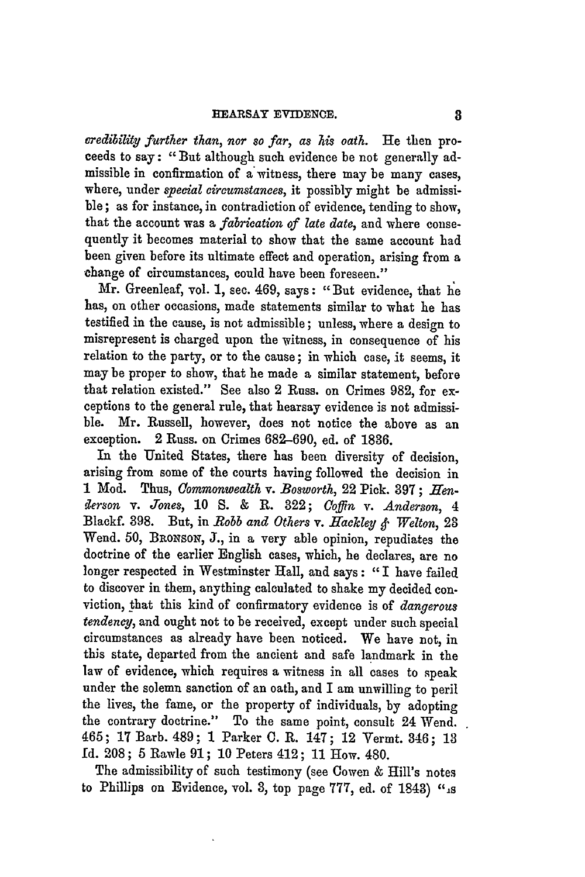*credibility further than, nor so far, as his oath.* He then proceeds to say: "But although such evidence be not generally admissible in confirmation of a witness, there may be many cases, where, under *special circumstances*, it possibly might be admissible; as for instance, in contradiction of evidence, tending to show, that the account was a *fabrication of late date*, and where consequently it becomes material to show that the same account had been given before its ultimate effect and operation, arising from a change of circumstances, could have been foreseen."

Mr. Greenleaf, vol. 1, sec. 469, says: "But evidence, that he has, on other occasions, made statements similar to what he has testified in the cause, is not admissible; unless, where a design to misrepresent is charged upon the witness, in consequence of his relation to the party, or to the cause; in which case, it seems, it may be proper to show, that he made a similar statement, before that relation existed." See also 2 Russ. on Crimes 982, for exceptions to the general rule, that hearsay evidence is not admissible. Mr. Russell, however, does not notice the above as an exception. 2 Russ. on Crimes 682–690, ed. of 1836.

In the United States, there has been diversity of decision, arising from some of the courts having followed the decision in 1 Mod. Thus, *Commonwealth* v. *Bosworth*, 22 Pick. 397; *Henderson* v. *Jones*, 10 S. & R. 322; *Coffin* v. *Anderson*, 4 Blackf. 398. But, in *Robb and Others* v. *Hackley & Welton*, 23 Wend. 50, BRONSON, J., in a very able opinion, repudiates the doctrine of the earlier English cases, which, he declares, are no longer respected in Westminster Hall, and says: "I have failed to discover in them, anything calculated to shake my decided conviction, that this kind of confirmatory evidence is of *dangerous tendency*, and ought not to be received, except under such special circumstances as already have been noticed. We have not, in this state, departed from the ancient and safe landmark in the law of evidence, which requires a witness in all cases to speak under the solemn sanction of an oath, and I am unwilling to peril the lives, the fame, or the property of individuals, by adopting the contrary doctrine." To the same point, consult 24 Wend. 465; 17 Barb. 489; 1 Parker C. R. 147; 12 Vermt. 346; 13 Id. 208; 5 Rawle 91; 10 Peters 412; 11 How. 480.

The admissibility of such testimony (see Cowen & Hill's notes to Phillips on Evidence, vol. 3, top page 777, ed. of 1843) "is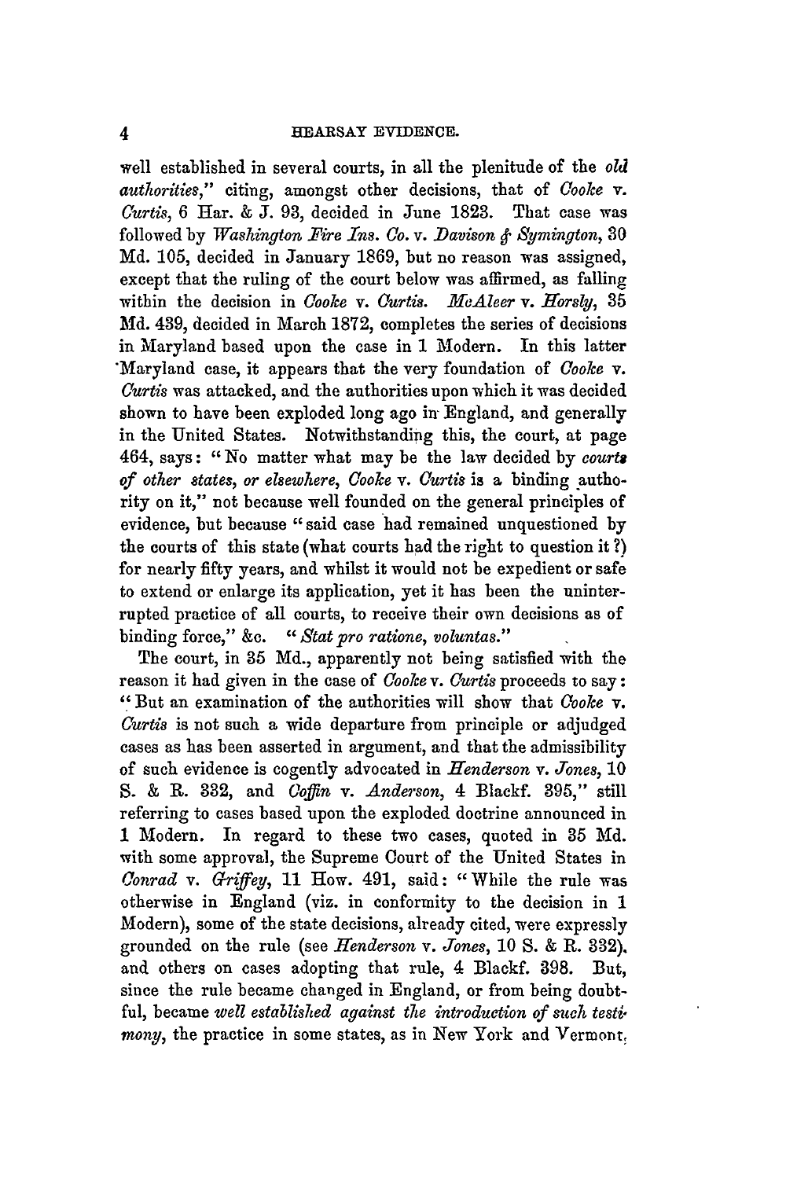well established in several courts, in all the plenitude of the *old authorities*," citing, amongst other decisions, that of *Cooke* v. *Curtis*, 6 Har. & J. 93, decided in June 1823. That case was followed by *Washington Fire Ins. Co.* v. *Davison & Symington*, 30 Md. 105, decided in January 1869, but no reason was assigned, except that the ruling of the court below was affirmed, as falling within the decision in *Cooke* v. *Curtis*. *McAleer* v. *Horsly*, 35 Md. 439, decided in March 1872, completes the series of decisions in Maryland based upon the case in 1 Modern. In this latter Maryland case, it appears that the very foundation of *Cooke* v. *Curtis* was attacked, and the authorities upon which it was decided shown to have been exploded long ago in England, and generally in the United States. Notwithstanding this, the court, at page 464, says: "No matter what may be the law decided by *courts of other states, or elsewhere*, *Cooke* v. *Curtis* is a binding authority on it," not because well founded on the general principles of evidence, but because "said case had remained unquestioned by the courts of this state (what courts had the right to question it?) for nearly fifty years, and whilst it would not be expedient or safe to extend or enlarge its application, yet it has been the uninterrupted practice of all courts, to receive their own decisions as of binding force," &c. "*Stat pro ratione, voluntas.*"

The court, in 35 Md., apparently not being satisfied with the reason it had given in the case of *Cooke* v. *Curtis* proceeds to say: "But an examination of the authorities will show that *Cooke* v. *Curtis* is not such a wide departure from principle or adjudged cases as has been asserted in argument, and that the admissibility of such evidence is cogently advocated in *Henderson* v. *Jones*, 10 S. & R. 332, and *Coffin* v. *Anderson*, 4 Blackf. 395," still referring to cases based upon the exploded doctrine announced in 1 Modern. In regard to these two cases, quoted in 35 Md. with some approval, the Supreme Court of the United States in *Conrad* v. *Griffey*, 11 How. 491, said: "While the rule was otherwise in England (viz. in conformity to the decision in 1 Modern), some of the state decisions, already cited, were expressly grounded on the rule (see *Henderson* v. *Jones*, 10 S. & R. 332), and others on cases adopting that rule, 4 Blackf. 398. But, since the rule became changed in England, or from being doubtful, became *well established against the introduction of such testimony*, the practice in some states, as in New York and Vermont,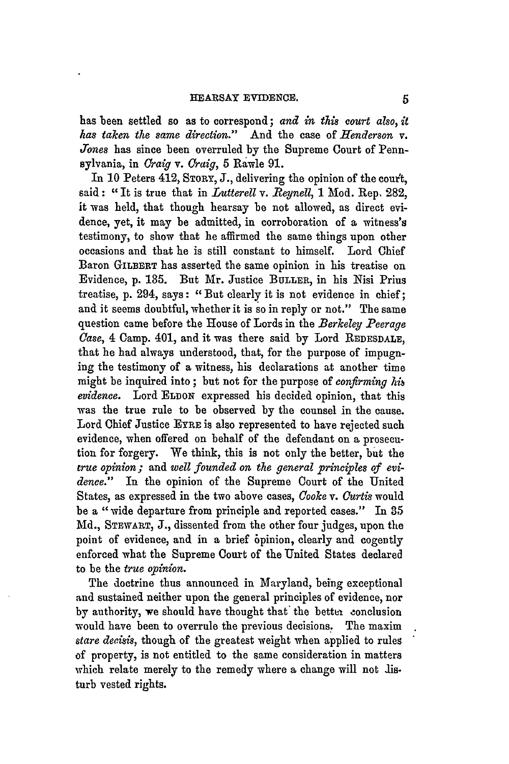has been settled so as to correspond; *and in this court also, it has taken the same direction.*" And the case of *Henderson* v. *Jones* has since been overruled by the Supreme Court of Pennsylvania, in *Craig* v. *Craig*, 5 Rawle 91.

In 10 Peters 412, STORY, J., delivering the opinion of the court, said: "It is true that in *Lutterell* v. *Reynell*, 1 Mod. Rep. 282, it was held, that though hearsay be not allowed, as direct evidence, yet, it may be admitted, in corroboration of a witness's testimony, to show that he affirmed the same things upon other occasions and that he is still constant to himself. Lord Chief Baron GILBERT has asserted the same opinion in his treatise on Evidence, p. 135. But Mr. Justice BULLER, in his Nisi Prius treatise, p. 294, says: "But clearly it is not evidence in chief; and it seems doubtful, whether it is so in reply or not." The same question came before the House of Lords in the *Berkeley Peerage Case*, 4 Camp. 401, and it was there said by Lord REDESDALE, that he had always understood, that, for the purpose of impugning the testimony of a witness, his declarations at another time might be inquired into; but not for the purpose of *confirming his evidence.* Lord ELDON expressed his decided opinion, that this was the true rule to be observed by the counsel in the cause. Lord Chief Justice EYRE is also represented to have rejected such evidence, when offered on behalf of the defendant on a prosecution for forgery. We think, this is not only the better, but the *true opinion;* and *well founded on the general principles of evidence.*" In the opinion of the Supreme Court of the United States, as expressed in the two above cases, *Cooke* v. *Curtis* would be a "wide departure from principle and reported cases." In 35 Md., STEWART, J., dissented from the other four judges, upon the point of evidence, and in a brief opinion, clearly and cogently enforced what the Supreme Court of the United States declared to be the *true opinion.*

The doctrine thus announced in Maryland, being exceptional and sustained neither upon the general principles of evidence, nor by authority, we should have thought that the better conclusion would have been to overrule the previous decisions. The maxim *stare decisis*, though of the greatest weight when applied to rules of property, is not entitled to the same consideration in matters which relate merely to the remedy where a change will not disturb vested rights.